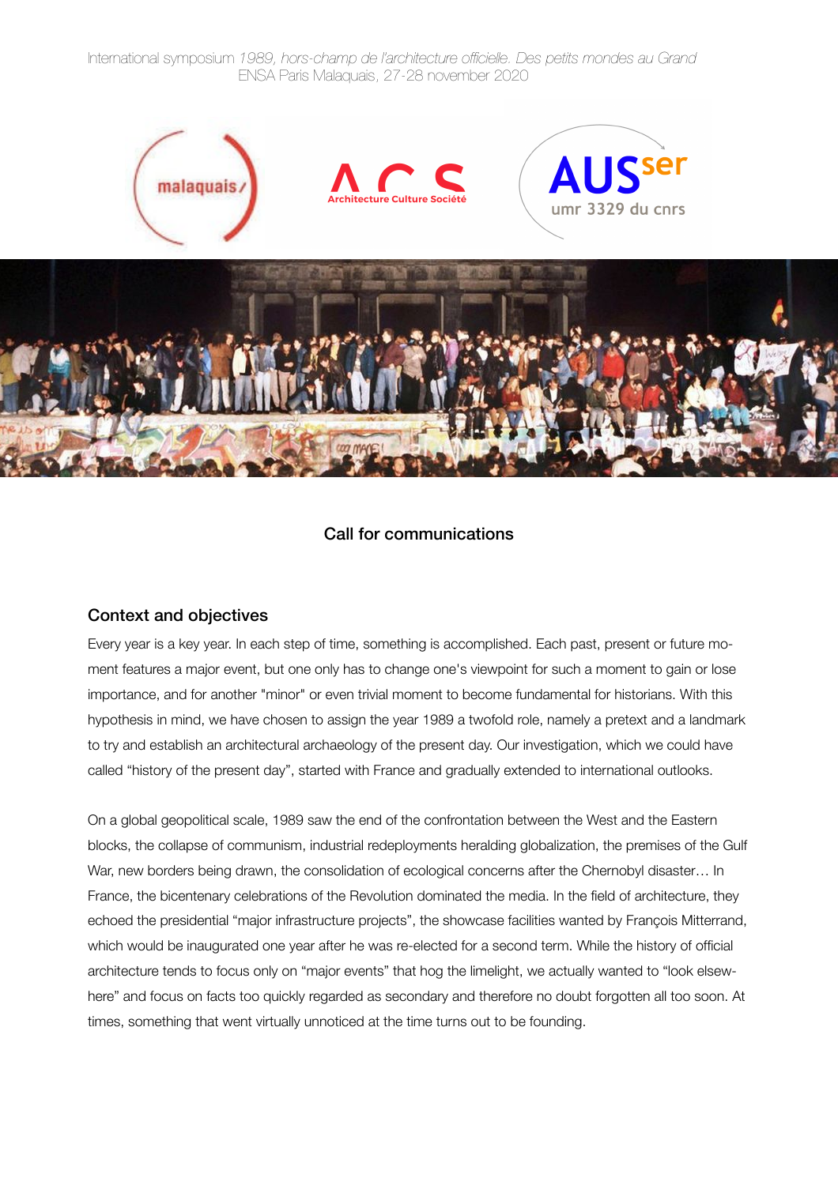International symposium *1989, hors-champ de l'architecture officielle. Des petits mondes au Grand*
ENSA Paris Malaquais, 27-28 november 2020

## Call for communications

### Context and objectives

Every year is a key year. In each step of time, something is accomplished. Each past, present or future moment features a major event, but one only has to change one's viewpoint for such a moment to gain or lose importance, and for another "minor" or even trivial moment to become fundamental for historians. With this hypothesis in mind, we have chosen to assign the year 1989 a twofold role, namely a pretext and a landmark to try and establish an architectural archaeology of the present day. Our investigation, which we could have called "history of the present day", started with France and gradually extended to international outlooks.

On a global geopolitical scale, 1989 saw the end of the confrontation between the West and the Eastern blocks, the collapse of communism, industrial redeployments heralding globalization, the premises of the Gulf War, new borders being drawn, the consolidation of ecological concerns after the Chernobyl disaster… In France, the bicentenary celebrations of the Revolution dominated the media. In the field of architecture, they echoed the presidential "major infrastructure projects", the showcase facilities wanted by François Mitterrand, which would be inaugurated one year after he was re-elected for a second term. While the history of official architecture tends to focus only on "major events" that hog the limelight, we actually wanted to "look elsewhere" and focus on facts too quickly regarded as secondary and therefore no doubt forgotten all too soon. At times, something that went virtually unnoticed at the time turns out to be founding.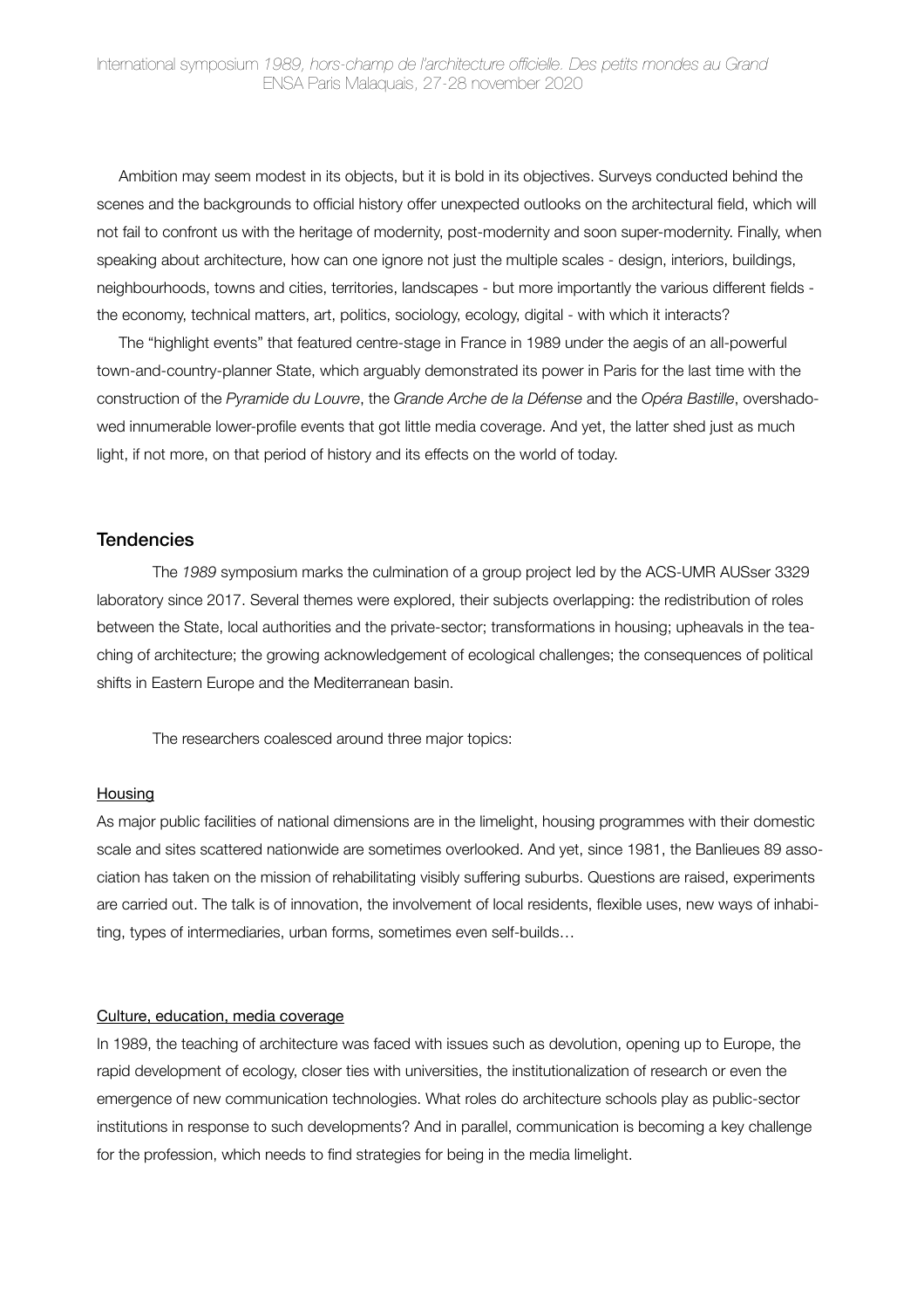Ambition may seem modest in its objects, but it is bold in its objectives. Surveys conducted behind the scenes and the backgrounds to official history offer unexpected outlooks on the architectural field, which will not fail to confront us with the heritage of modernity, post-modernity and soon super-modernity. Finally, when speaking about architecture, how can one ignore not just the multiple scales - design, interiors, buildings, neighbourhoods, towns and cities, territories, landscapes - but more importantly the various different fields - the economy, technical matters, art, politics, sociology, ecology, digital - with which it interacts?

The "highlight events" that featured centre-stage in France in 1989 under the aegis of an all-powerful town-and-country-planner State, which arguably demonstrated its power in Paris for the last time with the construction of the *Pyramide du Louvre*, the *Grande Arche de la Défense* and the *Opéra Bastille*, overshadowed innumerable lower-profile events that got little media coverage. And yet, the latter shed just as much light, if not more, on that period of history and its effects on the world of today.

## Tendencies

The *1989* symposium marks the culmination of a group project led by the ACS-UMR AUSser 3329 laboratory since 2017. Several themes were explored, their subjects overlapping: the redistribution of roles between the State, local authorities and the private-sector; transformations in housing; upheavals in the teaching of architecture; the growing acknowledgement of ecological challenges; the consequences of political shifts in Eastern Europe and the Mediterranean basin.

The researchers coalesced around three major topics:

### Housing

As major public facilities of national dimensions are in the limelight, housing programmes with their domestic scale and sites scattered nationwide are sometimes overlooked. And yet, since 1981, the Banlieues 89 association has taken on the mission of rehabilitating visibly suffering suburbs. Questions are raised, experiments are carried out. The talk is of innovation, the involvement of local residents, flexible uses, new ways of inhabiting, types of intermediaries, urban forms, sometimes even self-builds…

### Culture, education, media coverage

In 1989, the teaching of architecture was faced with issues such as devolution, opening up to Europe, the rapid development of ecology, closer ties with universities, the institutionalization of research or even the emergence of new communication technologies. What roles do architecture schools play as public-sector institutions in response to such developments? And in parallel, communication is becoming a key challenge for the profession, which needs to find strategies for being in the media limelight.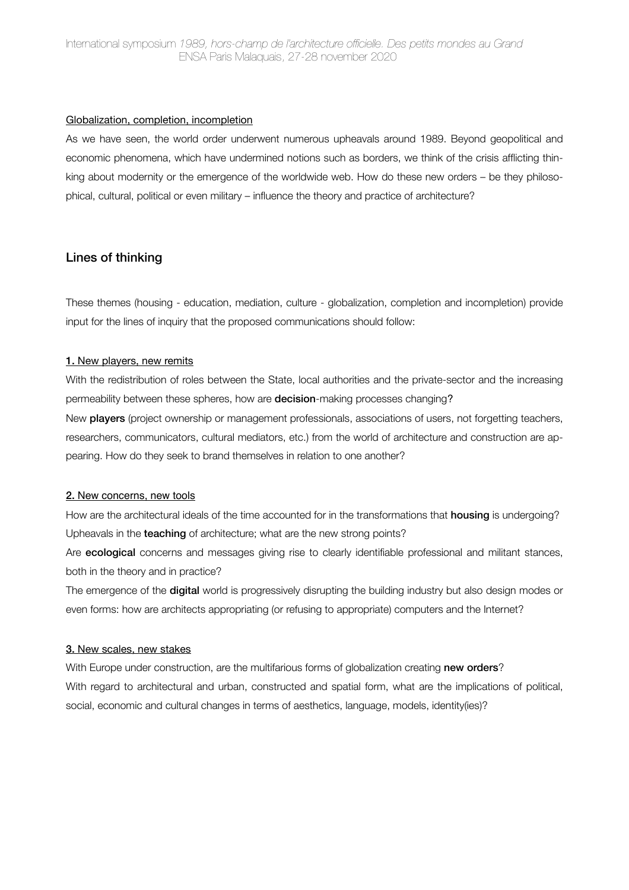Globalization, completion, incompletion

As we have seen, the world order underwent numerous upheavals around 1989. Beyond geopolitical and economic phenomena, which have undermined notions such as borders, we think of the crisis afflicting thinking about modernity or the emergence of the worldwide web. How do these new orders – be they philosophical, cultural, political or even military – influence the theory and practice of architecture?

## Lines of thinking

These themes (housing - education, mediation, culture - globalization, completion and incompletion) provide input for the lines of inquiry that the proposed communications should follow:

### 1. New players, new remits

With the redistribution of roles between the State, local authorities and the private-sector and the increasing permeability between these spheres, how are **decision**-making processes changing?

New **players** (project ownership or management professionals, associations of users, not forgetting teachers, researchers, communicators, cultural mediators, etc.) from the world of architecture and construction are appearing. How do they seek to brand themselves in relation to one another?

### 2. New concerns, new tools

How are the architectural ideals of the time accounted for in the transformations that **housing** is undergoing?

Upheavals in the **teaching** of architecture; what are the new strong points?

Are **ecological** concerns and messages giving rise to clearly identifiable professional and militant stances, both in the theory and in practice?

The emergence of the **digital** world is progressively disrupting the building industry but also design modes or even forms: how are architects appropriating (or refusing to appropriate) computers and the Internet?

### 3. New scales, new stakes

With Europe under construction, are the multifarious forms of globalization creating **new orders**?

With regard to architectural and urban, constructed and spatial form, what are the implications of political, social, economic and cultural changes in terms of aesthetics, language, models, identity(ies)?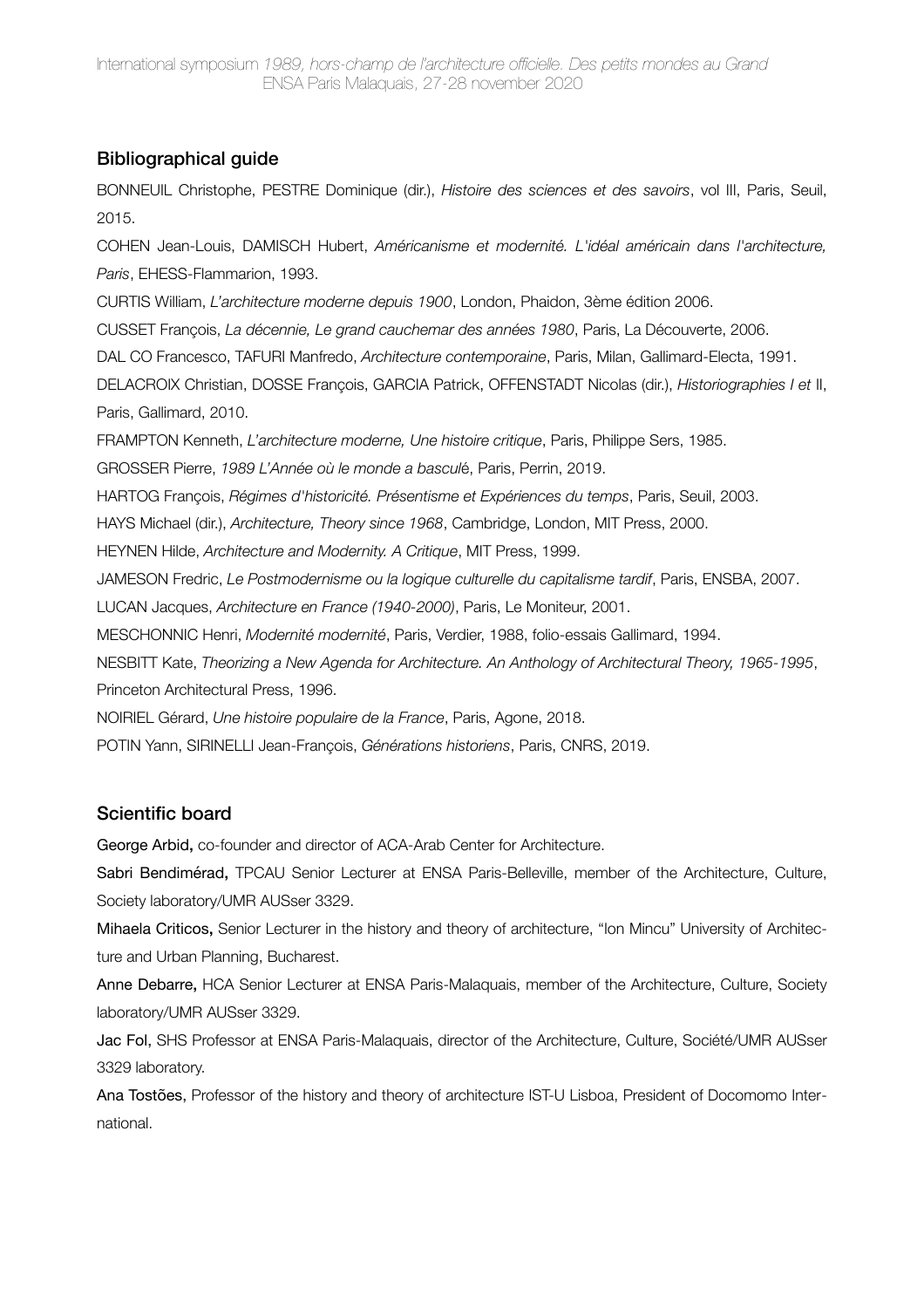## Bibliographical guide

BONNEUIL Christophe, PESTRE Dominique (dir.), *Histoire des sciences et des savoirs*, vol III, Paris, Seuil, 2015.

COHEN Jean-Louis, DAMISCH Hubert, *Américanisme et modernité. L'idéal américain dans l'architecture, Paris*, EHESS-Flammarion, 1993.

CURTIS William, *L'architecture moderne depuis 1900*, London, Phaidon, 3ème édition 2006.

CUSSET François, *La décennie, Le grand cauchemar des années 1980*, Paris, La Découverte, 2006.

DAL CO Francesco, TAFURI Manfredo, *Architecture contemporaine*, Paris, Milan, Gallimard-Electa, 1991.

DELACROIX Christian, DOSSE François, GARCIA Patrick, OFFENSTADT Nicolas (dir.), *Historiographies I et* II, Paris, Gallimard, 2010.

FRAMPTON Kenneth, *L'architecture moderne, Une histoire critique*, Paris, Philippe Sers, 1985.

GROSSER Pierre, *1989 L'Année où le monde a bascul*é, Paris, Perrin, 2019.

HARTOG François, *Régimes d'historicité. Présentisme et Expériences du temps*, Paris, Seuil, 2003.

HAYS Michael (dir.), *Architecture, Theory since 1968*, Cambridge, London, MIT Press, 2000.

HEYNEN Hilde, *Architecture and Modernity. A Critique*, MIT Press, 1999.

JAMESON Fredric, *Le Postmodernisme ou la logique culturelle du capitalisme tardif*, Paris, ENSBA, 2007.

LUCAN Jacques, *Architecture en France (1940-2000)*, Paris, Le Moniteur, 2001.

MESCHONNIC Henri, *Modernité modernité*, Paris, Verdier, 1988, folio-essais Gallimard, 1994.

NESBITT Kate, *Theorizing a New Agenda for Architecture. An Anthology of Architectural Theory, 1965-1995*, Princeton Architectural Press, 1996.

NOIRIEL Gérard, *Une histoire populaire de la France*, Paris, Agone, 2018.

POTIN Yann, SIRINELLI Jean-François, *Générations historiens*, Paris, CNRS, 2019.

## Scientific board

**George Arbid**, co-founder and director of ACA-Arab Center for Architecture.

**Sabri Bendimérad**, TPCAU Senior Lecturer at ENSA Paris-Belleville, member of the Architecture, Culture, Society laboratory/UMR AUSser 3329.

**Mihaela Criticos**, Senior Lecturer in the history and theory of architecture, "Ion Mincu" University of Architecture and Urban Planning, Bucharest.

**Anne Debarre**, HCA Senior Lecturer at ENSA Paris-Malaquais, member of the Architecture, Culture, Society laboratory/UMR AUSser 3329.

**Jac Fol**, SHS Professor at ENSA Paris-Malaquais, director of the Architecture, Culture, Société/UMR AUSser 3329 laboratory.

**Ana Tostões**, Professor of the history and theory of architecture IST-U Lisboa, President of Docomomo International.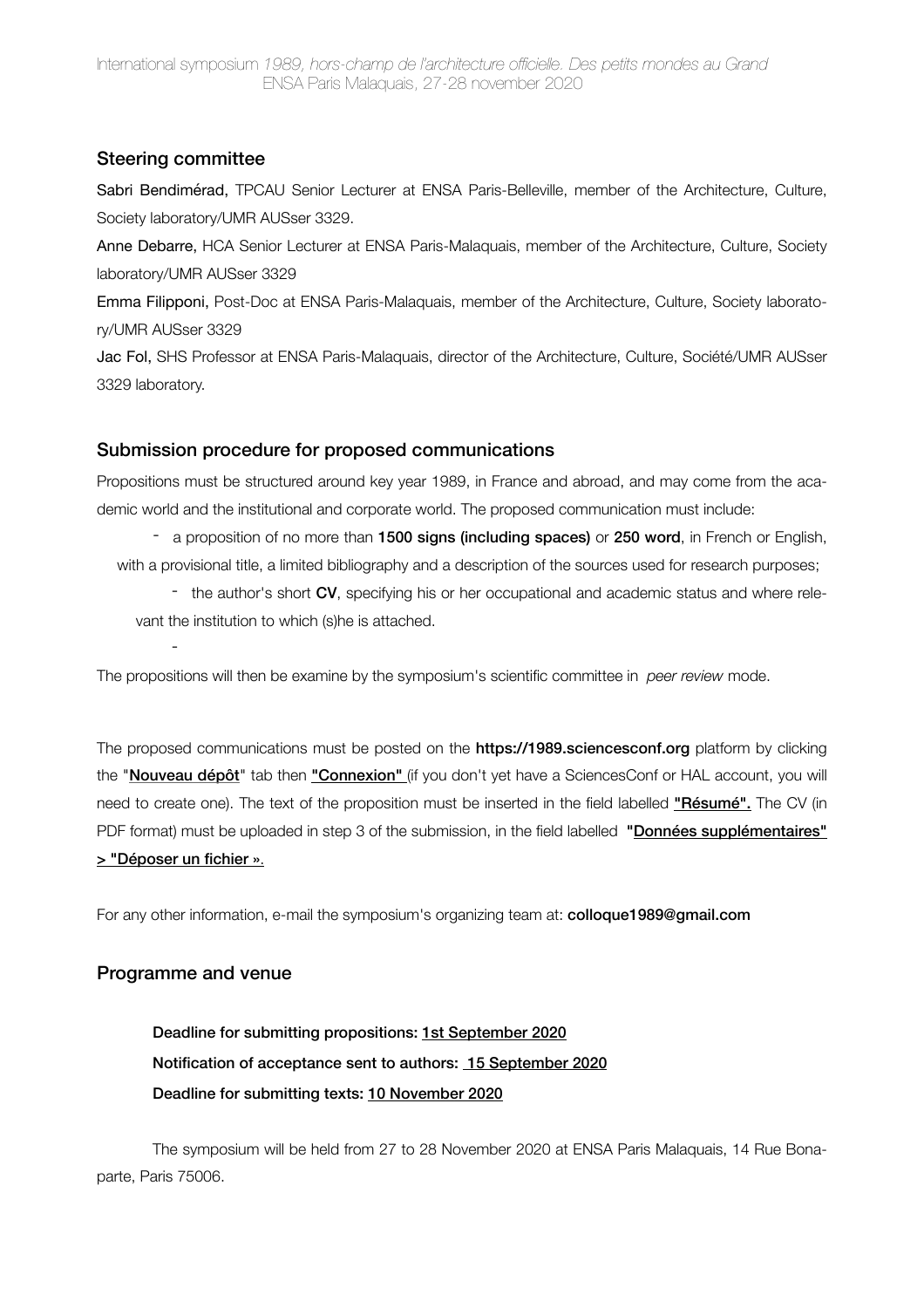## Steering committee

**Sabri Bendimérad**, TPCAU Senior Lecturer at ENSA Paris-Belleville, member of the Architecture, Culture, Society laboratory/UMR AUSser 3329.

**Anne Debarre**, HCA Senior Lecturer at ENSA Paris-Malaquais, member of the Architecture, Culture, Society laboratory/UMR AUSser 3329

**Emma Filipponi**, Post-Doc at ENSA Paris-Malaquais, member of the Architecture, Culture, Society laboratory/UMR AUSser 3329

**Jac Fol**, SHS Professor at ENSA Paris-Malaquais, director of the Architecture, Culture, Société/UMR AUSser 3329 laboratory.

## Submission procedure for proposed communications

Propositions must be structured around key year 1989, in France and abroad, and may come from the academic world and the institutional and corporate world. The proposed communication must include:

- a proposition of no more than **1500 signs (including spaces)** or **250 word**, in French or English, with a provisional title, a limited bibliography and a description of the sources used for research purposes;
- the author's short **CV**, specifying his or her occupational and academic status and where relevant the institution to which (s)he is attached.
-

The propositions will then be examine by the symposium's scientific committee in *peer review* mode.

The proposed communications must be posted on the **https://1989.sciencesconf.org** platform by clicking the "**Nouveau dépôt**" tab then **"Connexion"** (if you don't yet have a SciencesConf or HAL account, you will need to create one). The text of the proposition must be inserted in the field labelled **"Résumé".** The CV (in PDF format) must be uploaded in step 3 of the submission, in the field labelled **"Données supplémentaires" > "Déposer un fichier »**.

For any other information, e-mail the symposium's organizing team at: **colloque1989@gmail.com**

## Programme and venue

**Deadline for submitting propositions: 1st September 2020**
**Notification of acceptance sent to authors: 15 September 2020**
**Deadline for submitting texts: 10 November 2020**

The symposium will be held from 27 to 28 November 2020 at ENSA Paris Malaquais, 14 Rue Bonaparte, Paris 75006.